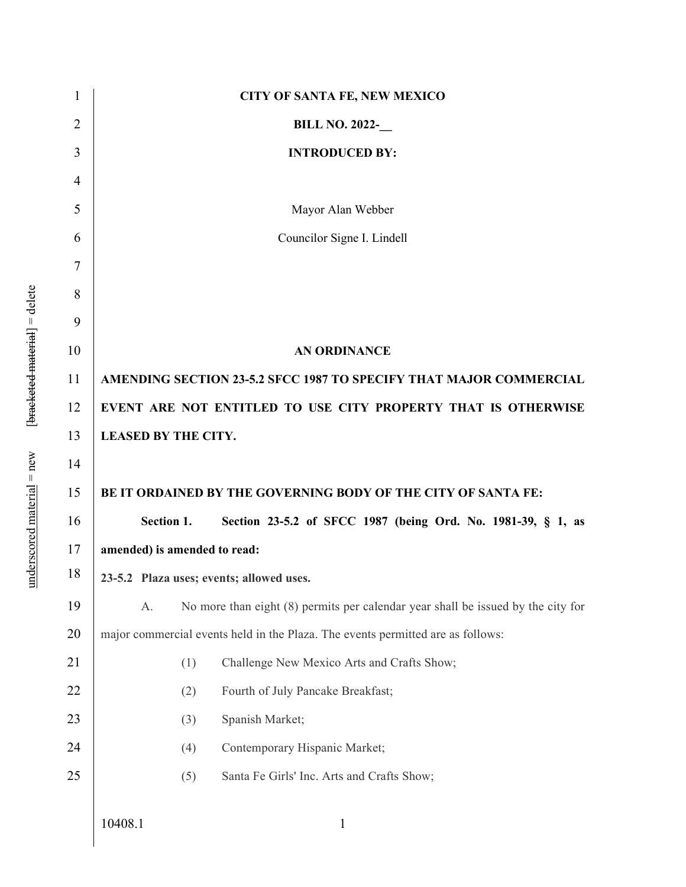**CITY OF SANTA FE, NEW MEXICO**

**BILL NO. 2022-__**

**INTRODUCED BY:**

Mayor Alan Webber

Councilor Signe I. Lindell

**AN ORDINANCE**

**AMENDING SECTION 23-5.2 SFCC 1987 TO SPECIFY THAT MAJOR COMMERCIAL EVENT ARE NOT ENTITLED TO USE CITY PROPERTY THAT IS OTHERWISE LEASED BY THE CITY.**

**BE IT ORDAINED BY THE GOVERNING BODY OF THE CITY OF SANTA FE:**

**Section 1. Section 23-5.2 of SFCC 1987 (being Ord. No. 1981-39, § 1, as amended) is amended to read:**

**23-5.2 Plaza uses; events; allowed uses.**

A. No more than eight (8) permits per calendar year shall be issued by the city for major commercial events held in the Plaza. The events permitted are as follows:

(1) Challenge New Mexico Arts and Crafts Show;

(2) Fourth of July Pancake Breakfast;

(3) Spanish Market;

(4) Contemporary Hispanic Market;

(5) Santa Fe Girls' Inc. Arts and Crafts Show;

10408.1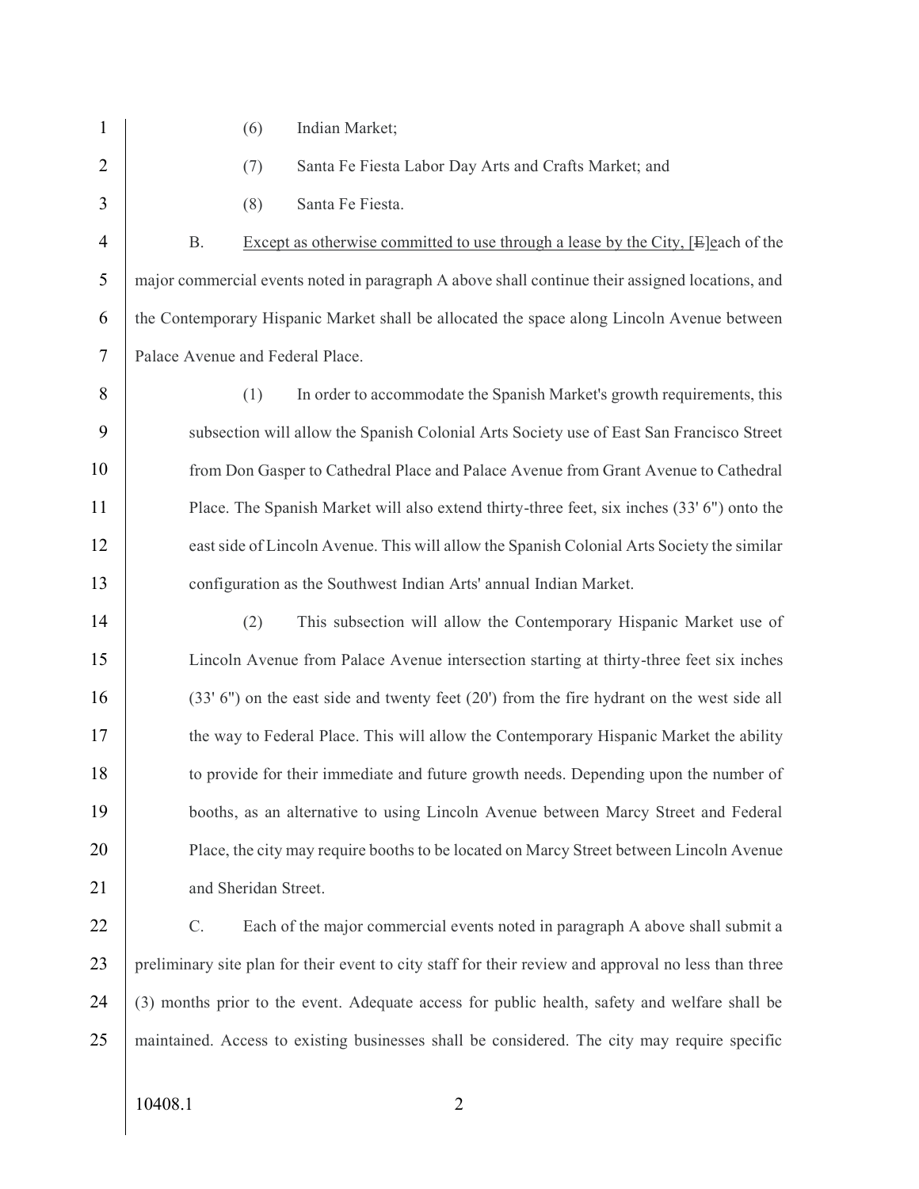(6) Indian Market;

(7) Santa Fe Fiesta Labor Day Arts and Crafts Market; and

(8) Santa Fe Fiesta.

B. <u>Except as otherwise committed to use through a lease by the City,</u> [~~E~~]<u>e</u>ach of the major commercial events noted in paragraph A above shall continue their assigned locations, and the Contemporary Hispanic Market shall be allocated the space along Lincoln Avenue between Palace Avenue and Federal Place.

(1) In order to accommodate the Spanish Market's growth requirements, this subsection will allow the Spanish Colonial Arts Society use of East San Francisco Street from Don Gasper to Cathedral Place and Palace Avenue from Grant Avenue to Cathedral Place. The Spanish Market will also extend thirty-three feet, six inches (33' 6") onto the east side of Lincoln Avenue. This will allow the Spanish Colonial Arts Society the similar configuration as the Southwest Indian Arts' annual Indian Market.

(2) This subsection will allow the Contemporary Hispanic Market use of Lincoln Avenue from Palace Avenue intersection starting at thirty-three feet six inches (33' 6") on the east side and twenty feet (20') from the fire hydrant on the west side all the way to Federal Place. This will allow the Contemporary Hispanic Market the ability to provide for their immediate and future growth needs. Depending upon the number of booths, as an alternative to using Lincoln Avenue between Marcy Street and Federal Place, the city may require booths to be located on Marcy Street between Lincoln Avenue and Sheridan Street.

C. Each of the major commercial events noted in paragraph A above shall submit a preliminary site plan for their event to city staff for their review and approval no less than three (3) months prior to the event. Adequate access for public health, safety and welfare shall be maintained. Access to existing businesses shall be considered. The city may require specific

10408.1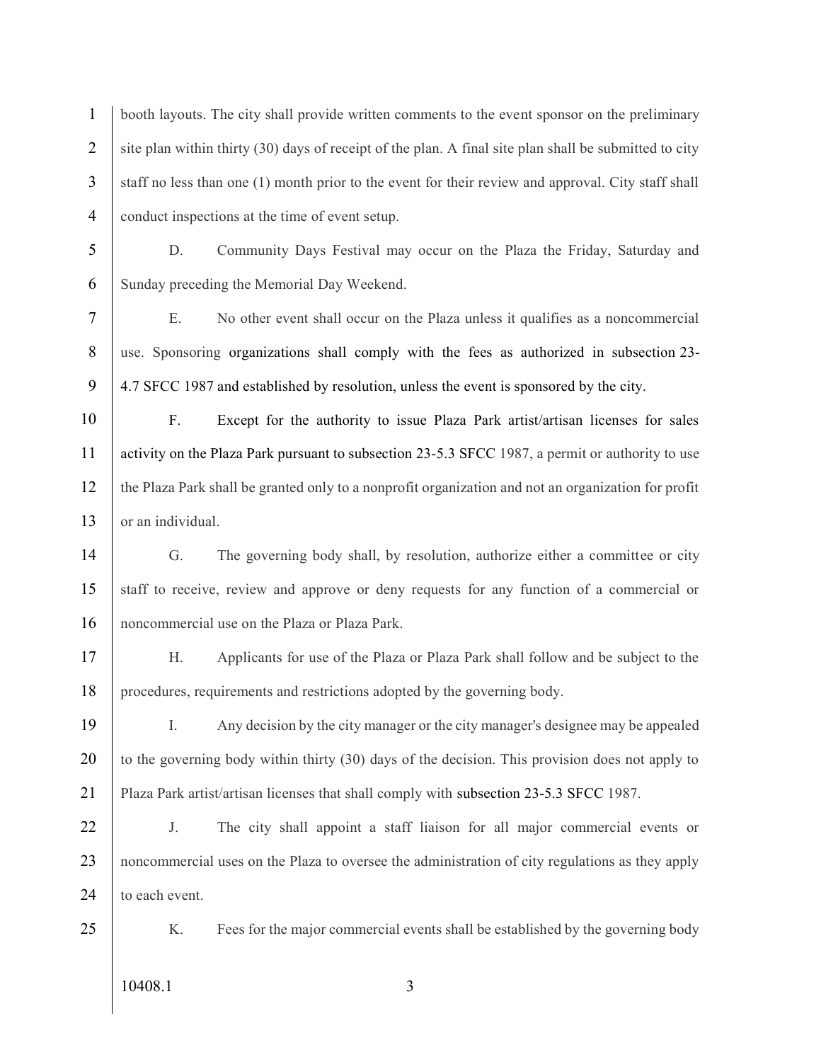booth layouts. The city shall provide written comments to the event sponsor on the preliminary site plan within thirty (30) days of receipt of the plan. A final site plan shall be submitted to city staff no less than one (1) month prior to the event for their review and approval. City staff shall conduct inspections at the time of event setup.

D. Community Days Festival may occur on the Plaza the Friday, Saturday and Sunday preceding the Memorial Day Weekend.

E. No other event shall occur on the Plaza unless it qualifies as a noncommercial use. Sponsoring organizations shall comply with the fees as authorized in subsection 23-4.7 SFCC 1987 and established by resolution, unless the event is sponsored by the city.

F. Except for the authority to issue Plaza Park artist/artisan licenses for sales activity on the Plaza Park pursuant to subsection 23-5.3 SFCC 1987, a permit or authority to use the Plaza Park shall be granted only to a nonprofit organization and not an organization for profit or an individual.

G. The governing body shall, by resolution, authorize either a committee or city staff to receive, review and approve or deny requests for any function of a commercial or noncommercial use on the Plaza or Plaza Park.

H. Applicants for use of the Plaza or Plaza Park shall follow and be subject to the procedures, requirements and restrictions adopted by the governing body.

I. Any decision by the city manager or the city manager's designee may be appealed to the governing body within thirty (30) days of the decision. This provision does not apply to Plaza Park artist/artisan licenses that shall comply with subsection 23-5.3 SFCC 1987.

J. The city shall appoint a staff liaison for all major commercial events or noncommercial uses on the Plaza to oversee the administration of city regulations as they apply to each event.

K. Fees for the major commercial events shall be established by the governing body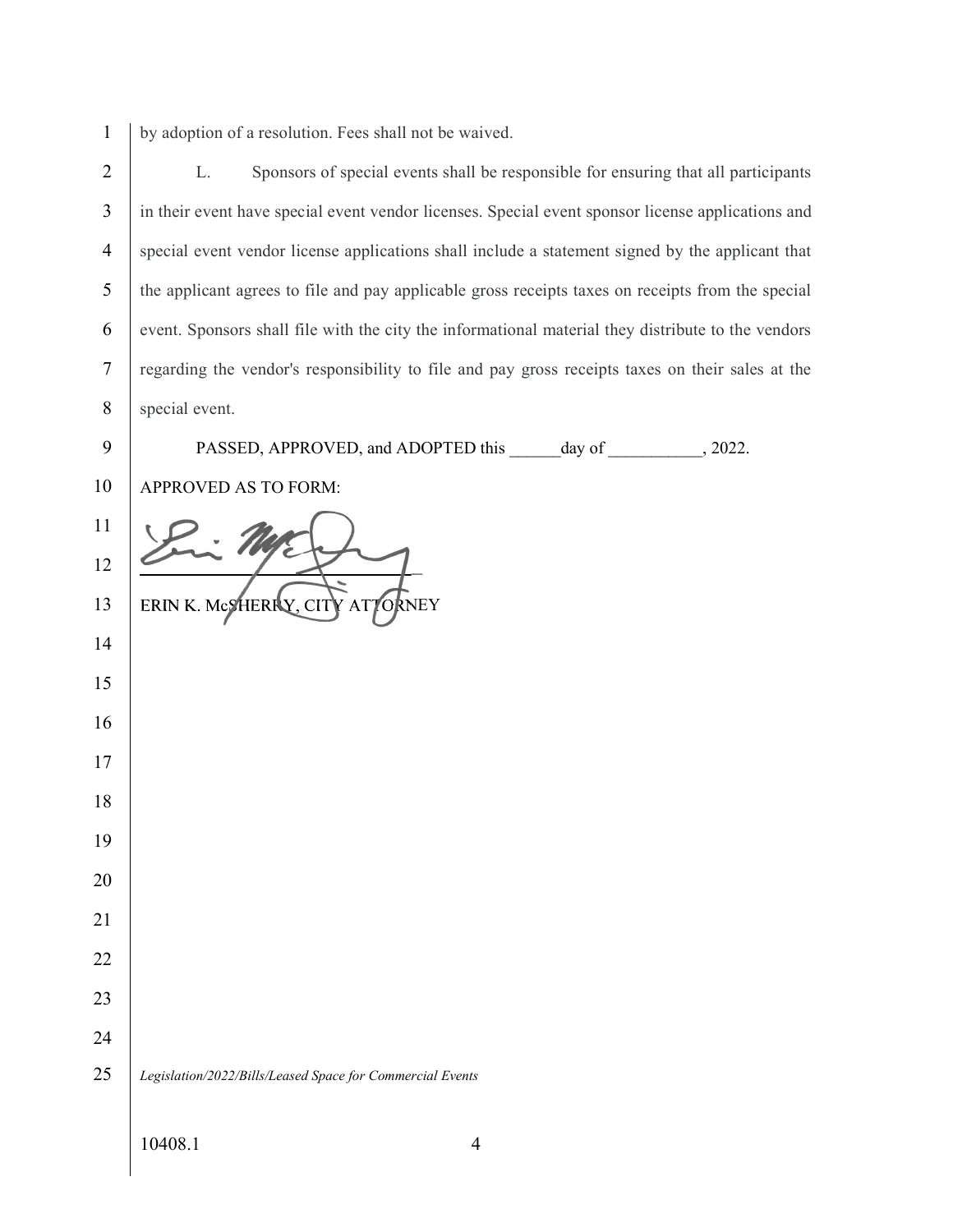by adoption of a resolution. Fees shall not be waived.

L. Sponsors of special events shall be responsible for ensuring that all participants in their event have special event vendor licenses. Special event sponsor license applications and special event vendor license applications shall include a statement signed by the applicant that the applicant agrees to file and pay applicable gross receipts taxes on receipts from the special event. Sponsors shall file with the city the informational material they distribute to the vendors regarding the vendor's responsibility to file and pay gross receipts taxes on their sales at the special event.

PASSED, APPROVED, and ADOPTED this ______day of ___________, 2022.

APPROVED AS TO FORM:

______________________________

ERIN K. McSHERRY, CITY ATTORNEY

*Legislation/2022/Bills/Leased Space for Commercial Events*

10408.1